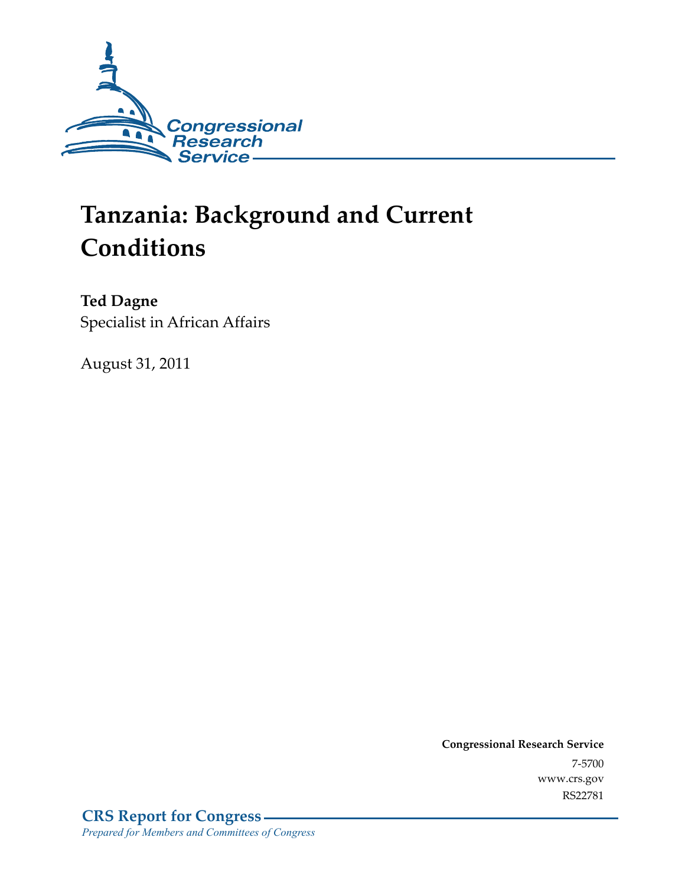Congressional Research Service

# Tanzania: Background and Current Conditions

**Ted Dagne**
Specialist in African Affairs

August 31, 2011

**Congressional Research Service**
7-5700
www.crs.gov
RS22781

**CRS Report for Congress**
*Prepared for Members and Committees of Congress*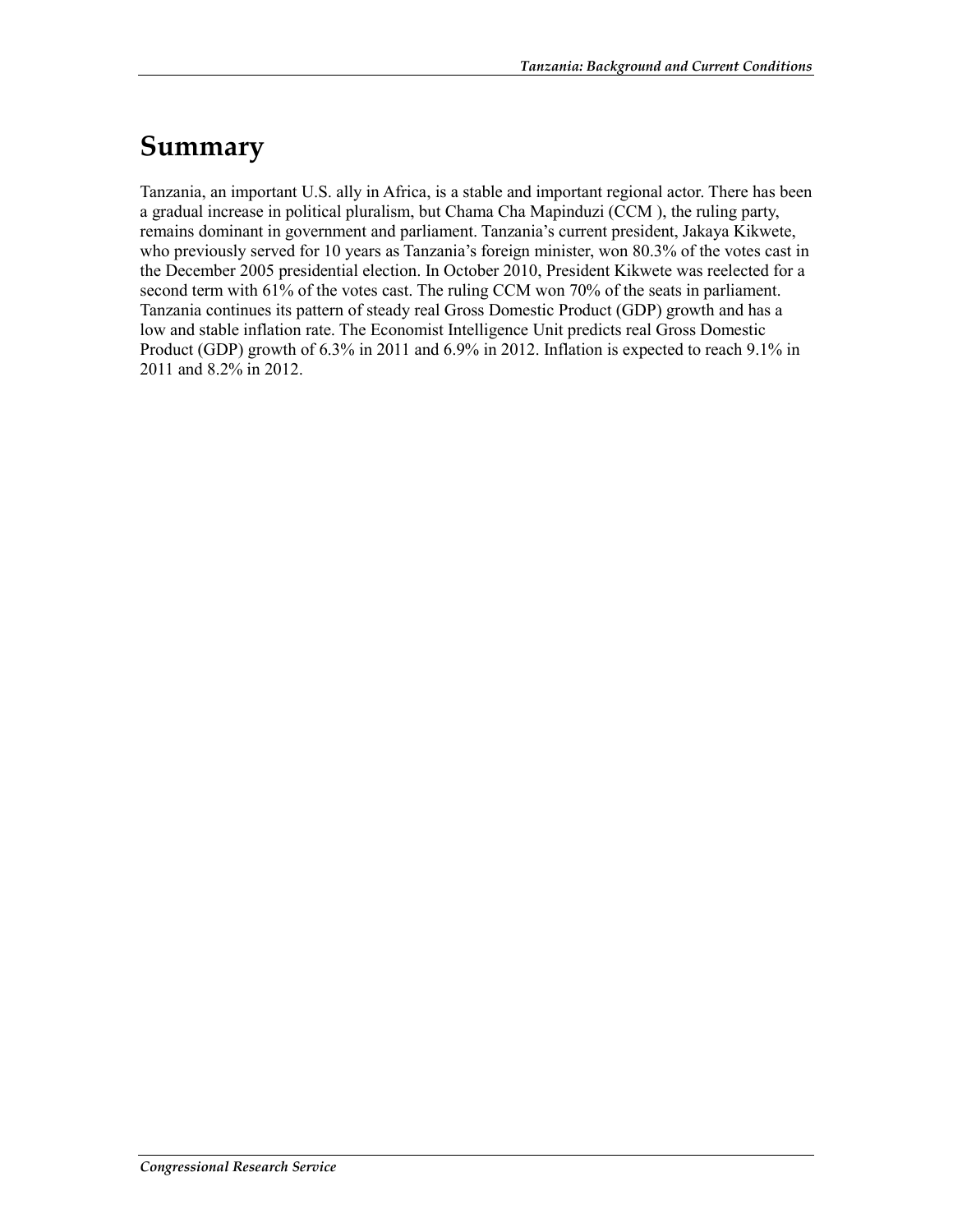# Summary

Tanzania, an important U.S. ally in Africa, is a stable and important regional actor. There has been a gradual increase in political pluralism, but Chama Cha Mapinduzi (CCM ), the ruling party, remains dominant in government and parliament. Tanzania's current president, Jakaya Kikwete, who previously served for 10 years as Tanzania's foreign minister, won 80.3% of the votes cast in the December 2005 presidential election. In October 2010, President Kikwete was reelected for a second term with 61% of the votes cast. The ruling CCM won 70% of the seats in parliament. Tanzania continues its pattern of steady real Gross Domestic Product (GDP) growth and has a low and stable inflation rate. The Economist Intelligence Unit predicts real Gross Domestic Product (GDP) growth of 6.3% in 2011 and 6.9% in 2012. Inflation is expected to reach 9.1% in 2011 and 8.2% in 2012.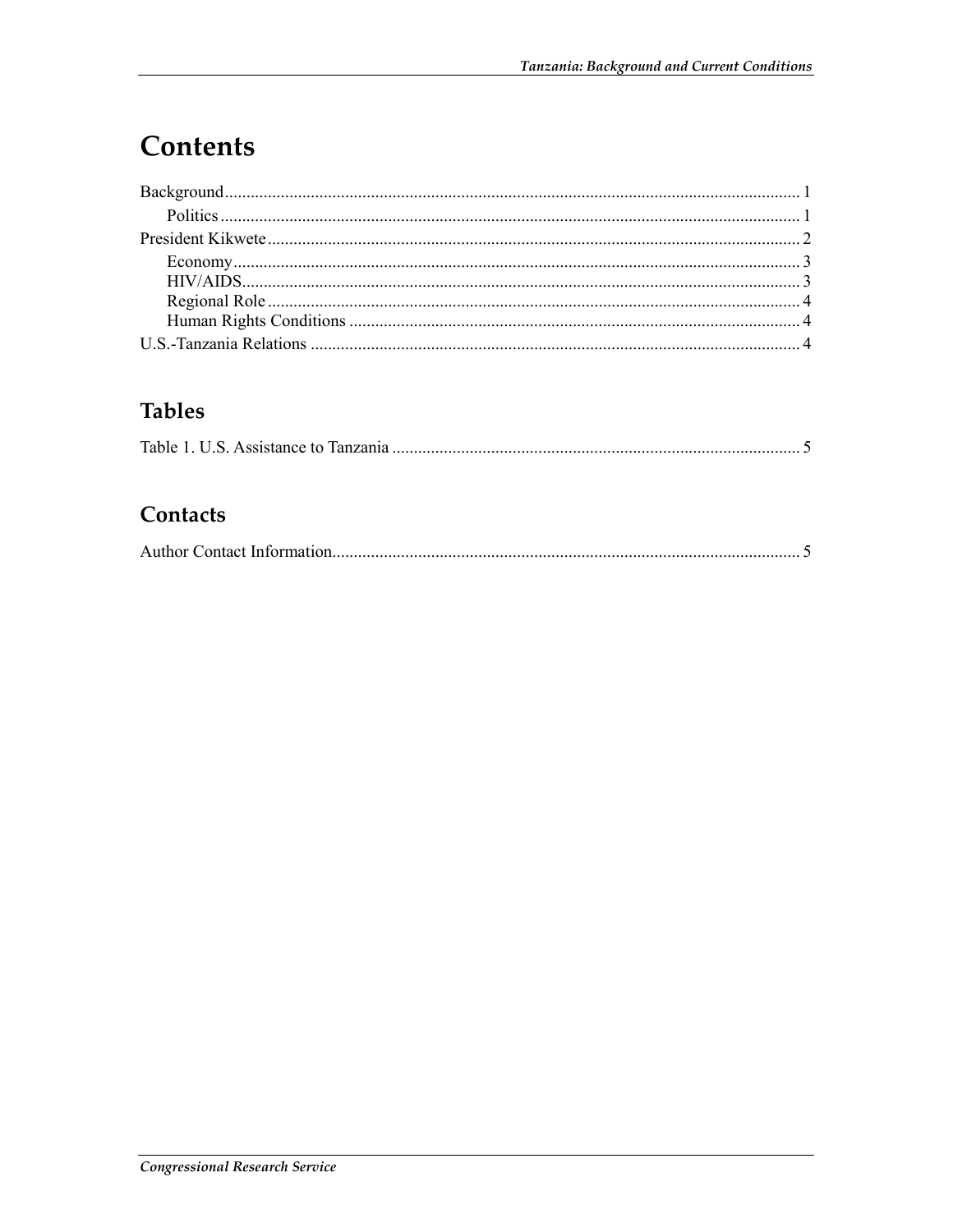# Contents

Background ..................................................................................................................................... 1

Politics ...................................................................................................................................... 1

President Kikwete ........................................................................................................................... 2

Economy ................................................................................................................................... 3

HIV/AIDS ................................................................................................................................. 3

Regional Role ........................................................................................................................... 4

Human Rights Conditions ........................................................................................................ 4

U.S.-Tanzania Relations .................................................................................................................. 4

## Tables

Table 1. U.S. Assistance to Tanzania .............................................................................................. 5

## Contacts

Author Contact Information ............................................................................................................ 5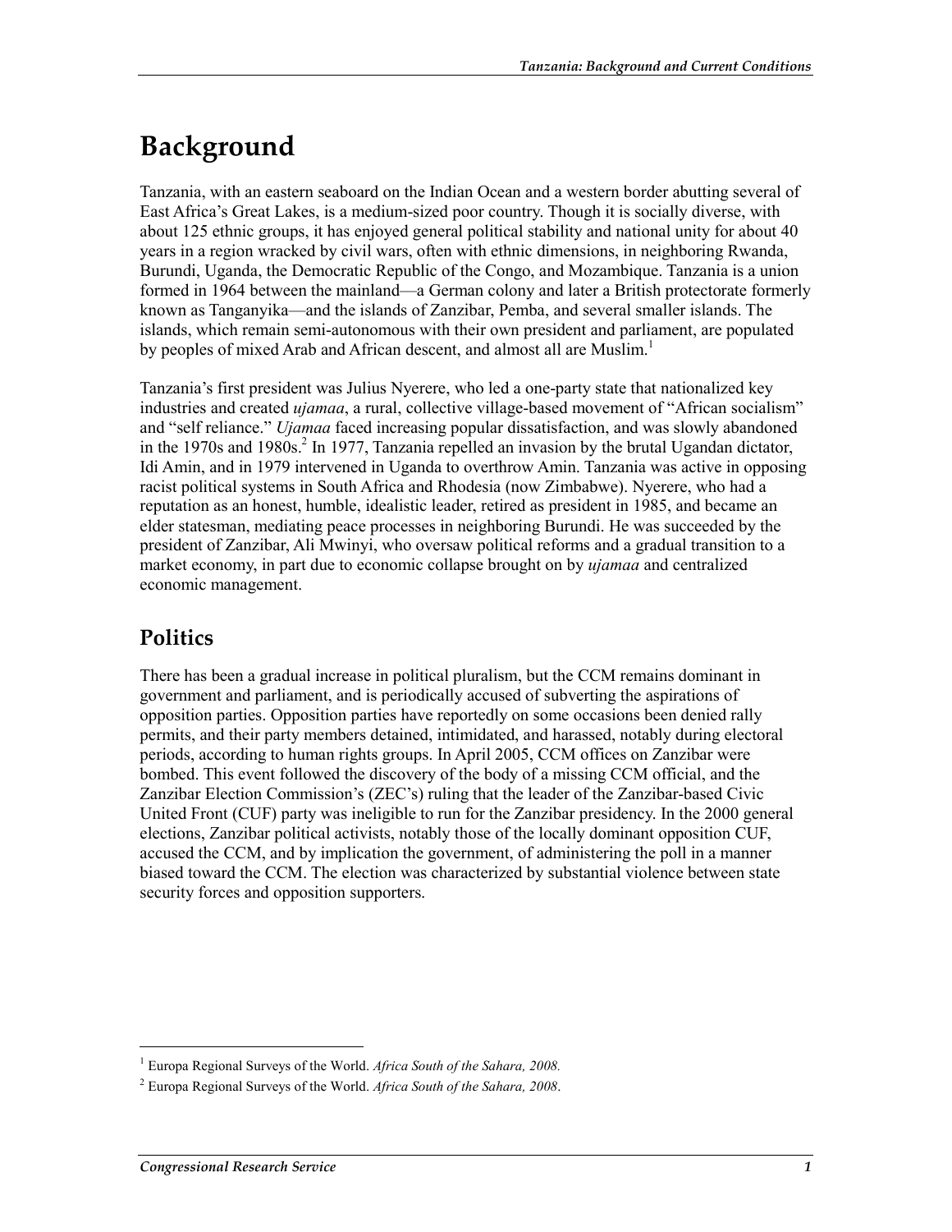# Background

Tanzania, with an eastern seaboard on the Indian Ocean and a western border abutting several of East Africa's Great Lakes, is a medium-sized poor country. Though it is socially diverse, with about 125 ethnic groups, it has enjoyed general political stability and national unity for about 40 years in a region wracked by civil wars, often with ethnic dimensions, in neighboring Rwanda, Burundi, Uganda, the Democratic Republic of the Congo, and Mozambique. Tanzania is a union formed in 1964 between the mainland—a German colony and later a British protectorate formerly known as Tanganyika—and the islands of Zanzibar, Pemba, and several smaller islands. The islands, which remain semi-autonomous with their own president and parliament, are populated by peoples of mixed Arab and African descent, and almost all are Muslim.[1]

Tanzania's first president was Julius Nyerere, who led a one-party state that nationalized key industries and created *ujamaa*, a rural, collective village-based movement of "African socialism" and "self reliance." *Ujamaa* faced increasing popular dissatisfaction, and was slowly abandoned in the 1970s and 1980s.[2] In 1977, Tanzania repelled an invasion by the brutal Ugandan dictator, Idi Amin, and in 1979 intervened in Uganda to overthrow Amin. Tanzania was active in opposing racist political systems in South Africa and Rhodesia (now Zimbabwe). Nyerere, who had a reputation as an honest, humble, idealistic leader, retired as president in 1985, and became an elder statesman, mediating peace processes in neighboring Burundi. He was succeeded by the president of Zanzibar, Ali Mwinyi, who oversaw political reforms and a gradual transition to a market economy, in part due to economic collapse brought on by *ujamaa* and centralized economic management.

## Politics

There has been a gradual increase in political pluralism, but the CCM remains dominant in government and parliament, and is periodically accused of subverting the aspirations of opposition parties. Opposition parties have reportedly on some occasions been denied rally permits, and their party members detained, intimidated, and harassed, notably during electoral periods, according to human rights groups. In April 2005, CCM offices on Zanzibar were bombed. This event followed the discovery of the body of a missing CCM official, and the Zanzibar Election Commission's (ZEC's) ruling that the leader of the Zanzibar-based Civic United Front (CUF) party was ineligible to run for the Zanzibar presidency. In the 2000 general elections, Zanzibar political activists, notably those of the locally dominant opposition CUF, accused the CCM, and by implication the government, of administering the poll in a manner biased toward the CCM. The election was characterized by substantial violence between state security forces and opposition supporters.

---

[1] Europa Regional Surveys of the World. *Africa South of the Sahara, 2008.*

[2] Europa Regional Surveys of the World. *Africa South of the Sahara, 2008*.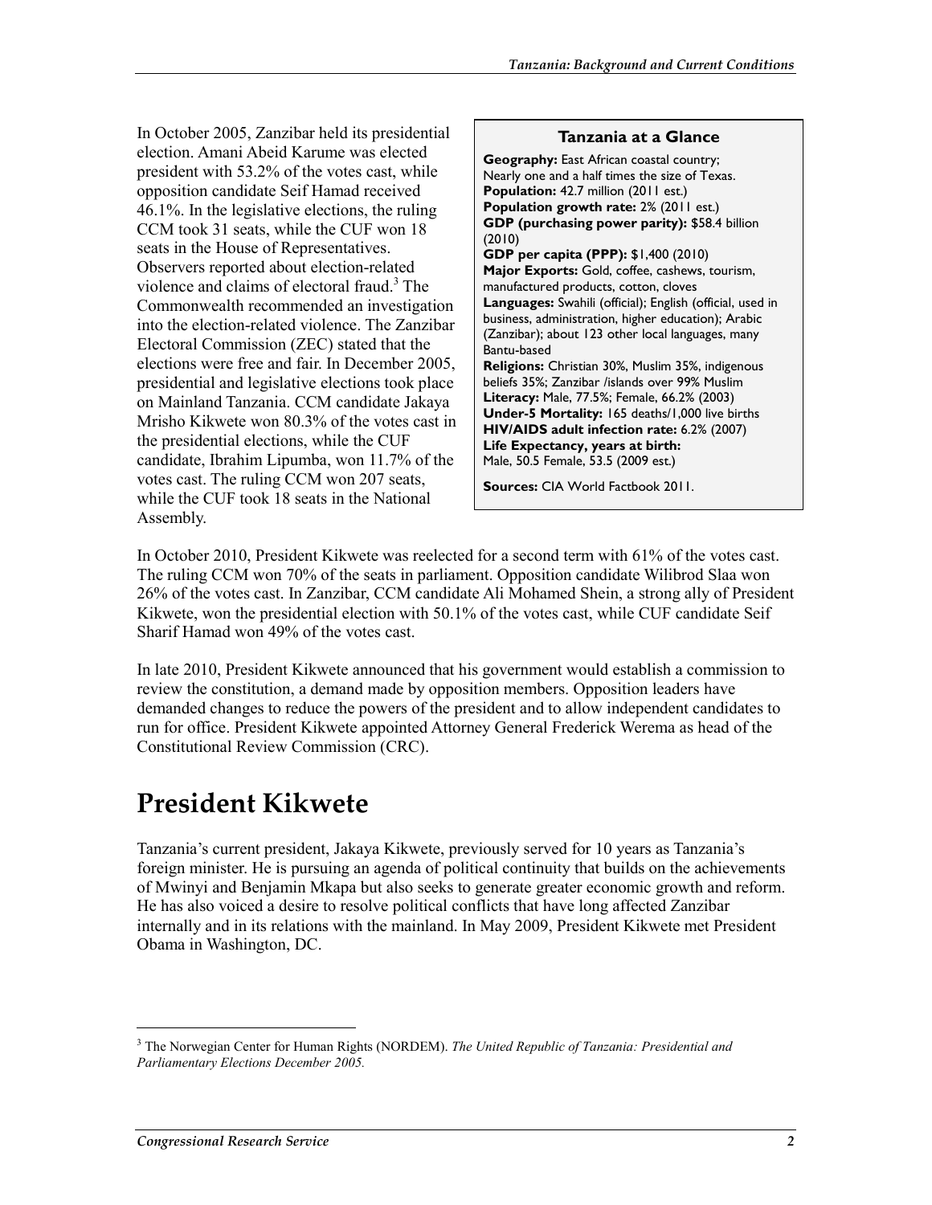In October 2005, Zanzibar held its presidential election. Amani Abeid Karume was elected president with 53.2% of the votes cast, while opposition candidate Seif Hamad received 46.1%. In the legislative elections, the ruling CCM took 31 seats, while the CUF won 18 seats in the House of Representatives. Observers reported about election-related violence and claims of electoral fraud.[3] The Commonwealth recommended an investigation into the election-related violence. The Zanzibar Electoral Commission (ZEC) stated that the elections were free and fair. In December 2005, presidential and legislative elections took place on Mainland Tanzania. CCM candidate Jakaya Mrisho Kikwete won 80.3% of the votes cast in the presidential elections, while the CUF candidate, Ibrahim Lipumba, won 11.7% of the votes cast. The ruling CCM won 207 seats, while the CUF took 18 seats in the National Assembly.

> **Tanzania at a Glance**
>
> **Geography:** East African coastal country; Nearly one and a half times the size of Texas.
> **Population:** 42.7 million (2011 est.)
> **Population growth rate:** 2% (2011 est.)
> **GDP (purchasing power parity):** $58.4 billion (2010)
> **GDP per capita (PPP):** $1,400 (2010)
> **Major Exports:** Gold, coffee, cashews, tourism, manufactured products, cotton, cloves
> **Languages:** Swahili (official); English (official, used in business, administration, higher education); Arabic (Zanzibar); about 123 other local languages, many Bantu-based
> **Religions:** Christian 30%, Muslim 35%, indigenous beliefs 35%; Zanzibar /islands over 99% Muslim
> **Literacy:** Male, 77.5%; Female, 66.2% (2003)
> **Under-5 Mortality:** 165 deaths/1,000 live births
> **HIV/AIDS adult infection rate:** 6.2% (2007)
> **Life Expectancy, years at birth:** Male, 50.5 Female, 53.5 (2009 est.)
>
> **Sources:** CIA World Factbook 2011.

In October 2010, President Kikwete was reelected for a second term with 61% of the votes cast. The ruling CCM won 70% of the seats in parliament. Opposition candidate Wilibrod Slaa won 26% of the votes cast. In Zanzibar, CCM candidate Ali Mohamed Shein, a strong ally of President Kikwete, won the presidential election with 50.1% of the votes cast, while CUF candidate Seif Sharif Hamad won 49% of the votes cast.

In late 2010, President Kikwete announced that his government would establish a commission to review the constitution, a demand made by opposition members. Opposition leaders have demanded changes to reduce the powers of the president and to allow independent candidates to run for office. President Kikwete appointed Attorney General Frederick Werema as head of the Constitutional Review Commission (CRC).

# President Kikwete

Tanzania's current president, Jakaya Kikwete, previously served for 10 years as Tanzania's foreign minister. He is pursuing an agenda of political continuity that builds on the achievements of Mwinyi and Benjamin Mkapa but also seeks to generate greater economic growth and reform. He has also voiced a desire to resolve political conflicts that have long affected Zanzibar internally and in its relations with the mainland. In May 2009, President Kikwete met President Obama in Washington, DC.

---

[3] The Norwegian Center for Human Rights (NORDEM). *The United Republic of Tanzania: Presidential and Parliamentary Elections December 2005.*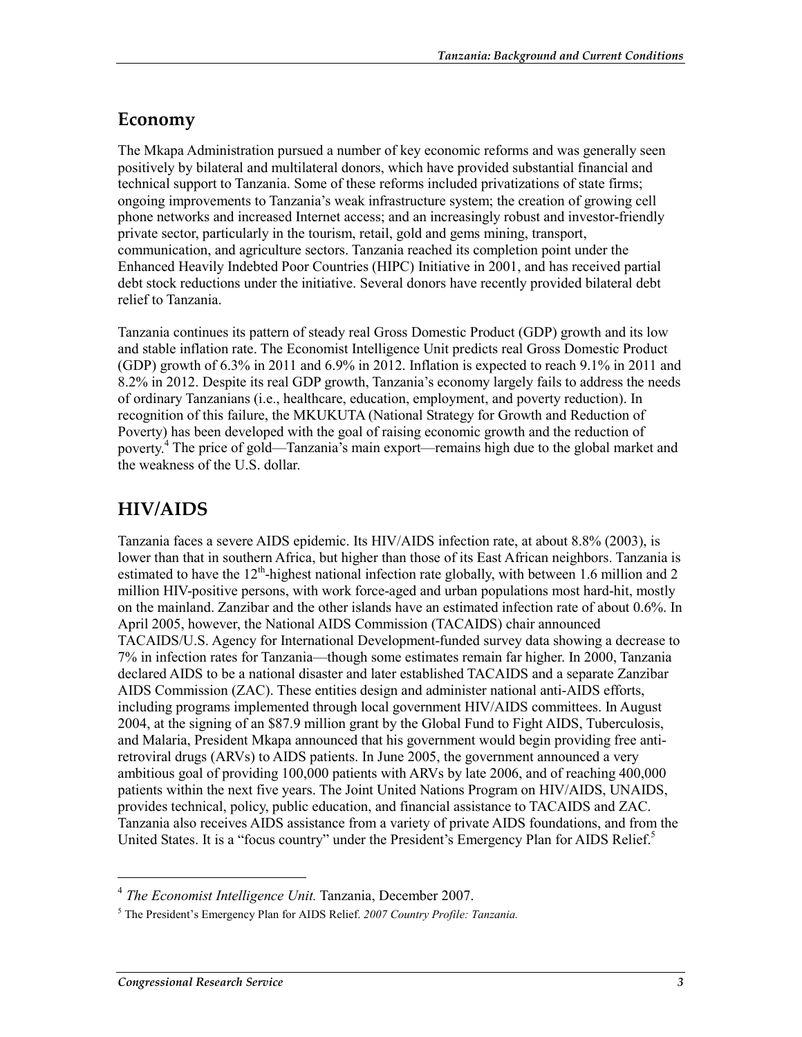## Economy

The Mkapa Administration pursued a number of key economic reforms and was generally seen positively by bilateral and multilateral donors, which have provided substantial financial and technical support to Tanzania. Some of these reforms included privatizations of state firms; ongoing improvements to Tanzania's weak infrastructure system; the creation of growing cell phone networks and increased Internet access; and an increasingly robust and investor-friendly private sector, particularly in the tourism, retail, gold and gems mining, transport, communication, and agriculture sectors. Tanzania reached its completion point under the Enhanced Heavily Indebted Poor Countries (HIPC) Initiative in 2001, and has received partial debt stock reductions under the initiative. Several donors have recently provided bilateral debt relief to Tanzania.

Tanzania continues its pattern of steady real Gross Domestic Product (GDP) growth and its low and stable inflation rate. The Economist Intelligence Unit predicts real Gross Domestic Product (GDP) growth of 6.3% in 2011 and 6.9% in 2012. Inflation is expected to reach 9.1% in 2011 and 8.2% in 2012. Despite its real GDP growth, Tanzania's economy largely fails to address the needs of ordinary Tanzanians (i.e., healthcare, education, employment, and poverty reduction). In recognition of this failure, the MKUKUTA (National Strategy for Growth and Reduction of Poverty) has been developed with the goal of raising economic growth and the reduction of poverty.[4] The price of gold—Tanzania's main export—remains high due to the global market and the weakness of the U.S. dollar.

## HIV/AIDS

Tanzania faces a severe AIDS epidemic. Its HIV/AIDS infection rate, at about 8.8% (2003), is lower than that in southern Africa, but higher than those of its East African neighbors. Tanzania is estimated to have the 12th-highest national infection rate globally, with between 1.6 million and 2 million HIV-positive persons, with work force-aged and urban populations most hard-hit, mostly on the mainland. Zanzibar and the other islands have an estimated infection rate of about 0.6%. In April 2005, however, the National AIDS Commission (TACAIDS) chair announced TACAIDS/U.S. Agency for International Development-funded survey data showing a decrease to 7% in infection rates for Tanzania—though some estimates remain far higher. In 2000, Tanzania declared AIDS to be a national disaster and later established TACAIDS and a separate Zanzibar AIDS Commission (ZAC). These entities design and administer national anti-AIDS efforts, including programs implemented through local government HIV/AIDS committees. In August 2004, at the signing of an $87.9 million grant by the Global Fund to Fight AIDS, Tuberculosis, and Malaria, President Mkapa announced that his government would begin providing free anti-retroviral drugs (ARVs) to AIDS patients. In June 2005, the government announced a very ambitious goal of providing 100,000 patients with ARVs by late 2006, and of reaching 400,000 patients within the next five years. The Joint United Nations Program on HIV/AIDS, UNAIDS, provides technical, policy, public education, and financial assistance to TACAIDS and ZAC. Tanzania also receives AIDS assistance from a variety of private AIDS foundations, and from the United States. It is a "focus country" under the President's Emergency Plan for AIDS Relief.[5]

---

[4] *The Economist Intelligence Unit.* Tanzania, December 2007.

[5] The President's Emergency Plan for AIDS Relief. *2007 Country Profile: Tanzania.*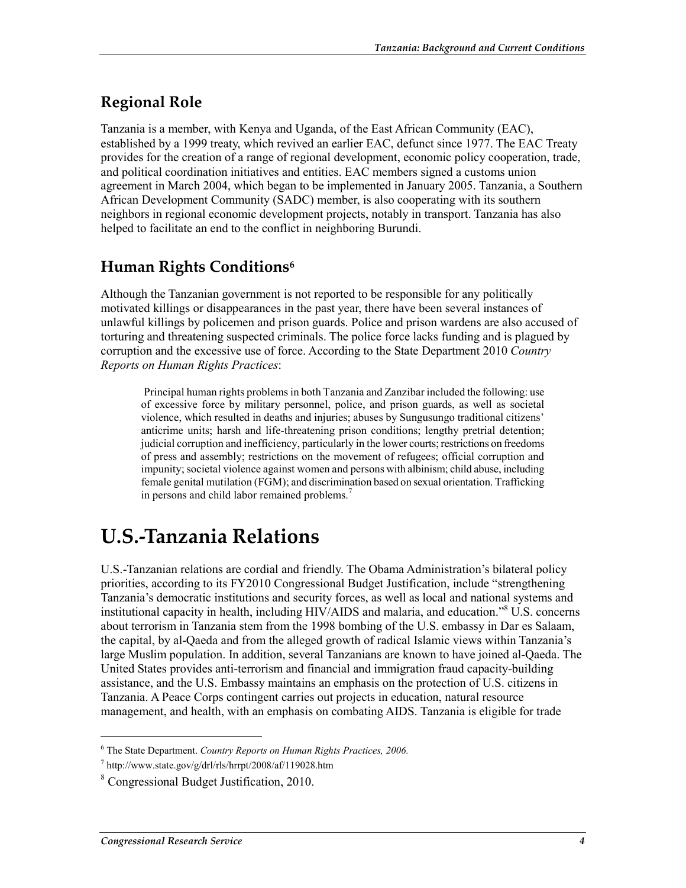## Regional Role

Tanzania is a member, with Kenya and Uganda, of the East African Community (EAC), established by a 1999 treaty, which revived an earlier EAC, defunct since 1977. The EAC Treaty provides for the creation of a range of regional development, economic policy cooperation, trade, and political coordination initiatives and entities. EAC members signed a customs union agreement in March 2004, which began to be implemented in January 2005. Tanzania, a Southern African Development Community (SADC) member, is also cooperating with its southern neighbors in regional economic development projects, notably in transport. Tanzania has also helped to facilitate an end to the conflict in neighboring Burundi.

## Human Rights Conditions[6]

Although the Tanzanian government is not reported to be responsible for any politically motivated killings or disappearances in the past year, there have been several instances of unlawful killings by policemen and prison guards. Police and prison wardens are also accused of torturing and threatening suspected criminals. The police force lacks funding and is plagued by corruption and the excessive use of force. According to the State Department 2010 *Country Reports on Human Rights Practices*:

> Principal human rights problems in both Tanzania and Zanzibar included the following: use of excessive force by military personnel, police, and prison guards, as well as societal violence, which resulted in deaths and injuries; abuses by Sungusungo traditional citizens' anticrime units; harsh and life-threatening prison conditions; lengthy pretrial detention; judicial corruption and inefficiency, particularly in the lower courts; restrictions on freedoms of press and assembly; restrictions on the movement of refugees; official corruption and impunity; societal violence against women and persons with albinism; child abuse, including female genital mutilation (FGM); and discrimination based on sexual orientation. Trafficking in persons and child labor remained problems.[7]

# U.S.-Tanzania Relations

U.S.-Tanzanian relations are cordial and friendly. The Obama Administration's bilateral policy priorities, according to its FY2010 Congressional Budget Justification, include "strengthening Tanzania's democratic institutions and security forces, as well as local and national systems and institutional capacity in health, including HIV/AIDS and malaria, and education."[8] U.S. concerns about terrorism in Tanzania stem from the 1998 bombing of the U.S. embassy in Dar es Salaam, the capital, by al-Qaeda and from the alleged growth of radical Islamic views within Tanzania's large Muslim population. In addition, several Tanzanians are known to have joined al-Qaeda. The United States provides anti-terrorism and financial and immigration fraud capacity-building assistance, and the U.S. Embassy maintains an emphasis on the protection of U.S. citizens in Tanzania. A Peace Corps contingent carries out projects in education, natural resource management, and health, with an emphasis on combating AIDS. Tanzania is eligible for trade

---

[6] The State Department. *Country Reports on Human Rights Practices, 2006.*

[7] http://www.state.gov/g/drl/rls/hrrpt/2008/af/119028.htm

[8] Congressional Budget Justification, 2010.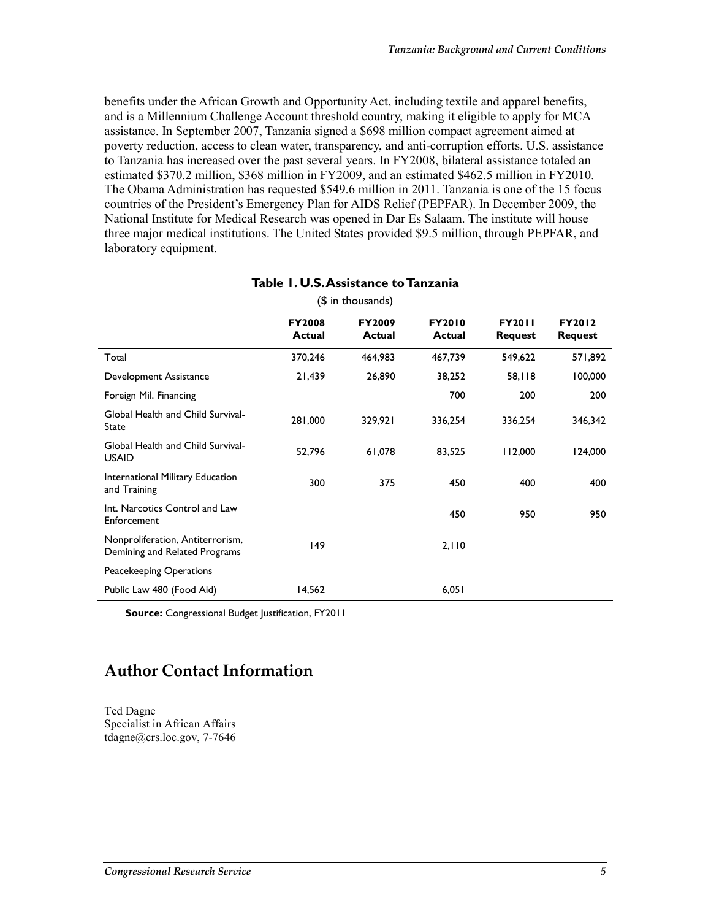benefits under the African Growth and Opportunity Act, including textile and apparel benefits, and is a Millennium Challenge Account threshold country, making it eligible to apply for MCA assistance. In September 2007, Tanzania signed a $698 million compact agreement aimed at poverty reduction, access to clean water, transparency, and anti-corruption efforts. U.S. assistance to Tanzania has increased over the past several years. In FY2008, bilateral assistance totaled an estimated $370.2 million, $368 million in FY2009, and an estimated $462.5 million in FY2010. The Obama Administration has requested $549.6 million in 2011. Tanzania is one of the 15 focus countries of the President's Emergency Plan for AIDS Relief (PEPFAR). In December 2009, the National Institute for Medical Research was opened in Dar Es Salaam. The institute will house three major medical institutions. The United States provided $9.5 million, through PEPFAR, and laboratory equipment.

**Table 1. U.S. Assistance to Tanzania**

($ in thousands)

| | FY2008 Actual | FY2009 Actual | FY2010 Actual | FY2011 Request | FY2012 Request |
|---|---|---|---|---|---|
| Total | 370,246 | 464,983 | 467,739 | 549,622 | 571,892 |
| Development Assistance | 21,439 | 26,890 | 38,252 | 58,118 | 100,000 |
| Foreign Mil. Financing | | | 700 | 200 | 200 |
| Global Health and Child Survival-State | 281,000 | 329,921 | 336,254 | 336,254 | 346,342 |
| Global Health and Child Survival-USAID | 52,796 | 61,078 | 83,525 | 112,000 | 124,000 |
| International Military Education and Training | 300 | 375 | 450 | 400 | 400 |
| Int. Narcotics Control and Law Enforcement | | | 450 | 950 | 950 |
| Nonproliferation, Antiterrorism, Demining and Related Programs | 149 | | 2,110 | | |
| Peacekeeping Operations | | | | | |
| Public Law 480 (Food Aid) | 14,562 | | 6,051 | | |

**Source:** Congressional Budget Justification, FY2011

## Author Contact Information

Ted Dagne
Specialist in African Affairs
tdagne@crs.loc.gov, 7-7646